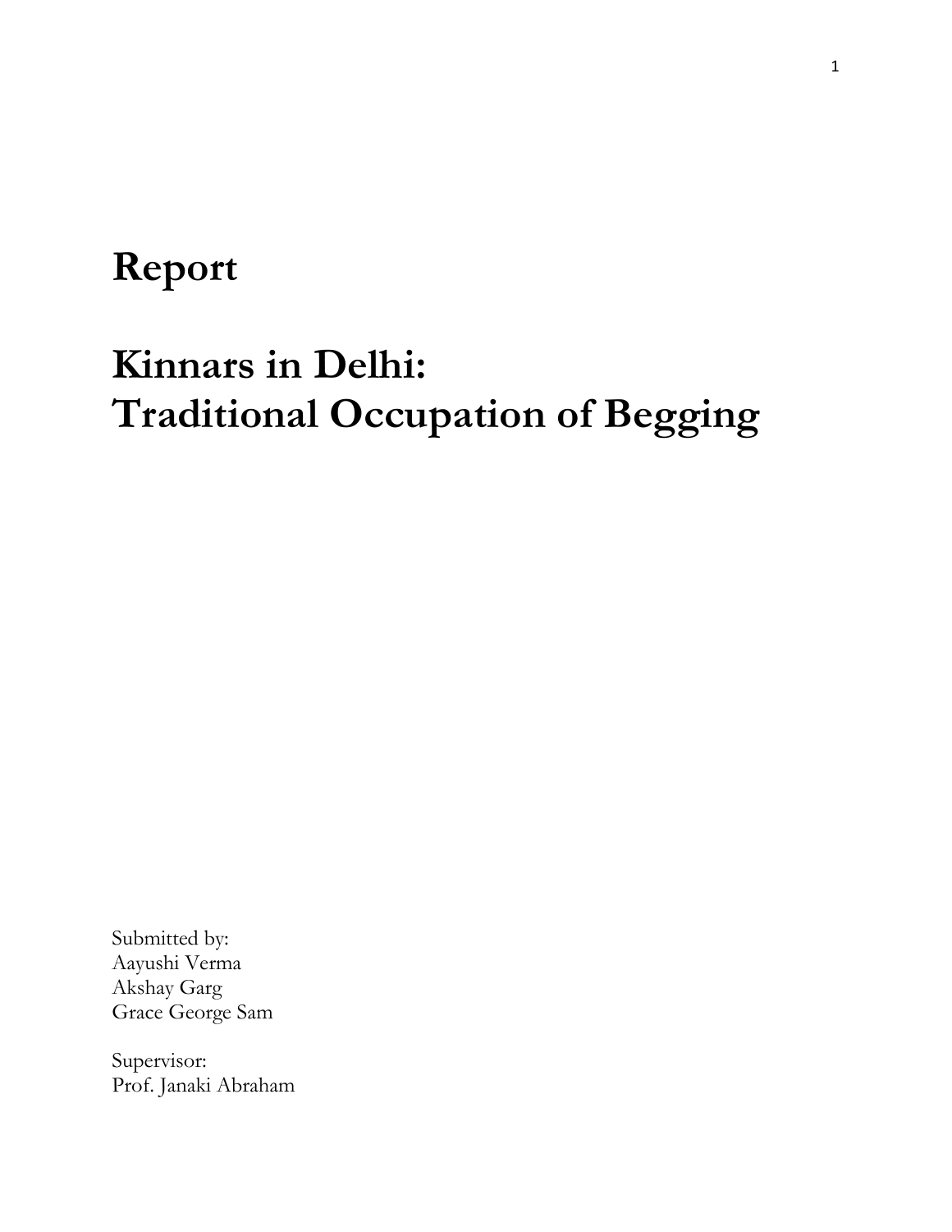# Report

# Kinnars in Delhi: Traditional Occupation of Begging

Submitted by:
Aayushi Verma
Akshay Garg
Grace George Sam

Supervisor:
Prof. Janaki Abraham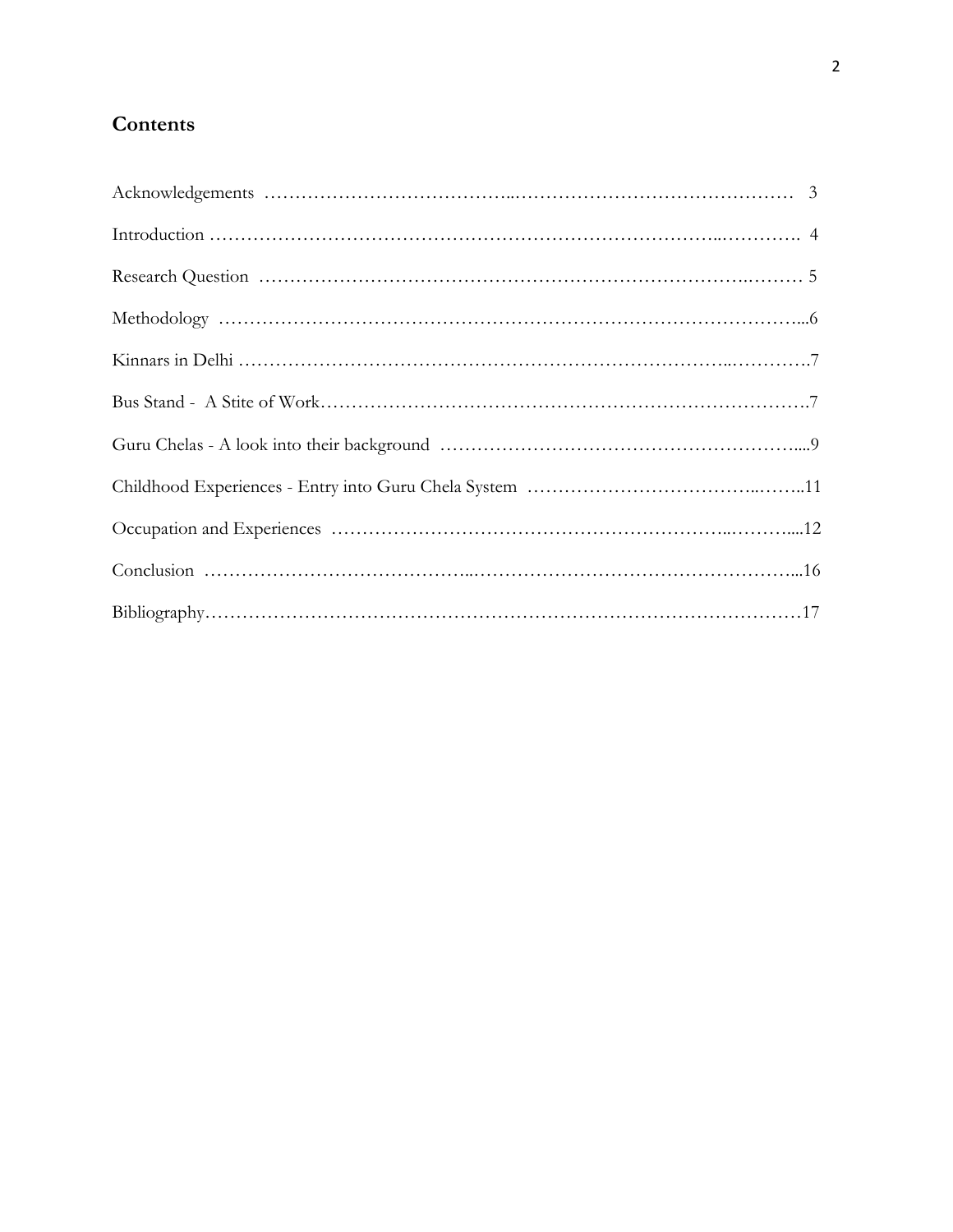## Contents

| | |
|---|---|
| Acknowledgements | 3 |
| Introduction | 4 |
| Research Question | 5 |
| Methodology | 6 |
| Kinnars in Delhi | 7 |
| Bus Stand - A Stite of Work | 7 |
| Guru Chelas - A look into their background | 9 |
| Childhood Experiences - Entry into Guru Chela System | 11 |
| Occupation and Experiences | 12 |
| Conclusion | 16 |
| Bibliography | 17 |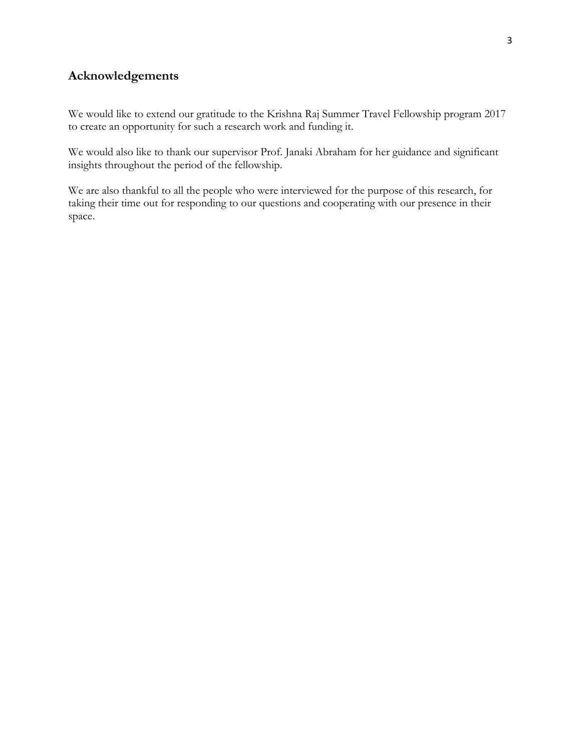## Acknowledgements

We would like to extend our gratitude to the Krishna Raj Summer Travel Fellowship program 2017 to create an opportunity for such a research work and funding it.

We would also like to thank our supervisor Prof. Janaki Abraham for her guidance and significant insights throughout the period of the fellowship.

We are also thankful to all the people who were interviewed for the purpose of this research, for taking their time out for responding to our questions and cooperating with our presence in their space.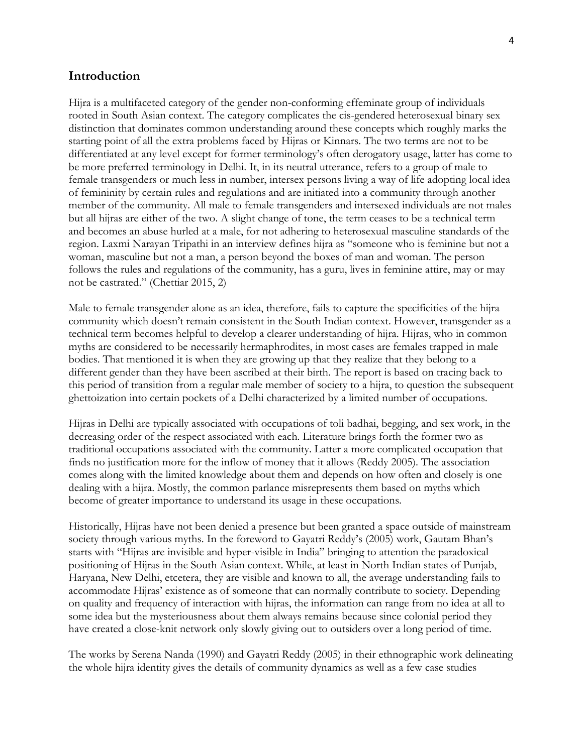## Introduction

Hijra is a multifaceted category of the gender non-conforming effeminate group of individuals rooted in South Asian context. The category complicates the cis-gendered heterosexual binary sex distinction that dominates common understanding around these concepts which roughly marks the starting point of all the extra problems faced by Hijras or Kinnars. The two terms are not to be differentiated at any level except for former terminology's often derogatory usage, latter has come to be more preferred terminology in Delhi. It, in its neutral utterance, refers to a group of male to female transgenders or much less in number, intersex persons living a way of life adopting local idea of femininity by certain rules and regulations and are initiated into a community through another member of the community. All male to female transgenders and intersexed individuals are not males but all hijras are either of the two. A slight change of tone, the term ceases to be a technical term and becomes an abuse hurled at a male, for not adhering to heterosexual masculine standards of the region. Laxmi Narayan Tripathi in an interview defines hijra as "someone who is feminine but not a woman, masculine but not a man, a person beyond the boxes of man and woman. The person follows the rules and regulations of the community, has a guru, lives in feminine attire, may or may not be castrated." (Chettiar 2015, 2)

Male to female transgender alone as an idea, therefore, fails to capture the specificities of the hijra community which doesn't remain consistent in the South Indian context. However, transgender as a technical term becomes helpful to develop a clearer understanding of hijra. Hijras, who in common myths are considered to be necessarily hermaphrodites, in most cases are females trapped in male bodies. That mentioned it is when they are growing up that they realize that they belong to a different gender than they have been ascribed at their birth. The report is based on tracing back to this period of transition from a regular male member of society to a hijra, to question the subsequent ghettoization into certain pockets of a Delhi characterized by a limited number of occupations.

Hijras in Delhi are typically associated with occupations of toli badhai, begging, and sex work, in the decreasing order of the respect associated with each. Literature brings forth the former two as traditional occupations associated with the community. Latter a more complicated occupation that finds no justification more for the inflow of money that it allows (Reddy 2005). The association comes along with the limited knowledge about them and depends on how often and closely is one dealing with a hijra. Mostly, the common parlance misrepresents them based on myths which become of greater importance to understand its usage in these occupations.

Historically, Hijras have not been denied a presence but been granted a space outside of mainstream society through various myths. In the foreword to Gayatri Reddy's (2005) work, Gautam Bhan's starts with "Hijras are invisible and hyper-visible in India" bringing to attention the paradoxical positioning of Hijras in the South Asian context. While, at least in North Indian states of Punjab, Haryana, New Delhi, etcetera, they are visible and known to all, the average understanding fails to accommodate Hijras' existence as of someone that can normally contribute to society. Depending on quality and frequency of interaction with hijras, the information can range from no idea at all to some idea but the mysteriousness about them always remains because since colonial period they have created a close-knit network only slowly giving out to outsiders over a long period of time.

The works by Serena Nanda (1990) and Gayatri Reddy (2005) in their ethnographic work delineating the whole hijra identity gives the details of community dynamics as well as a few case studies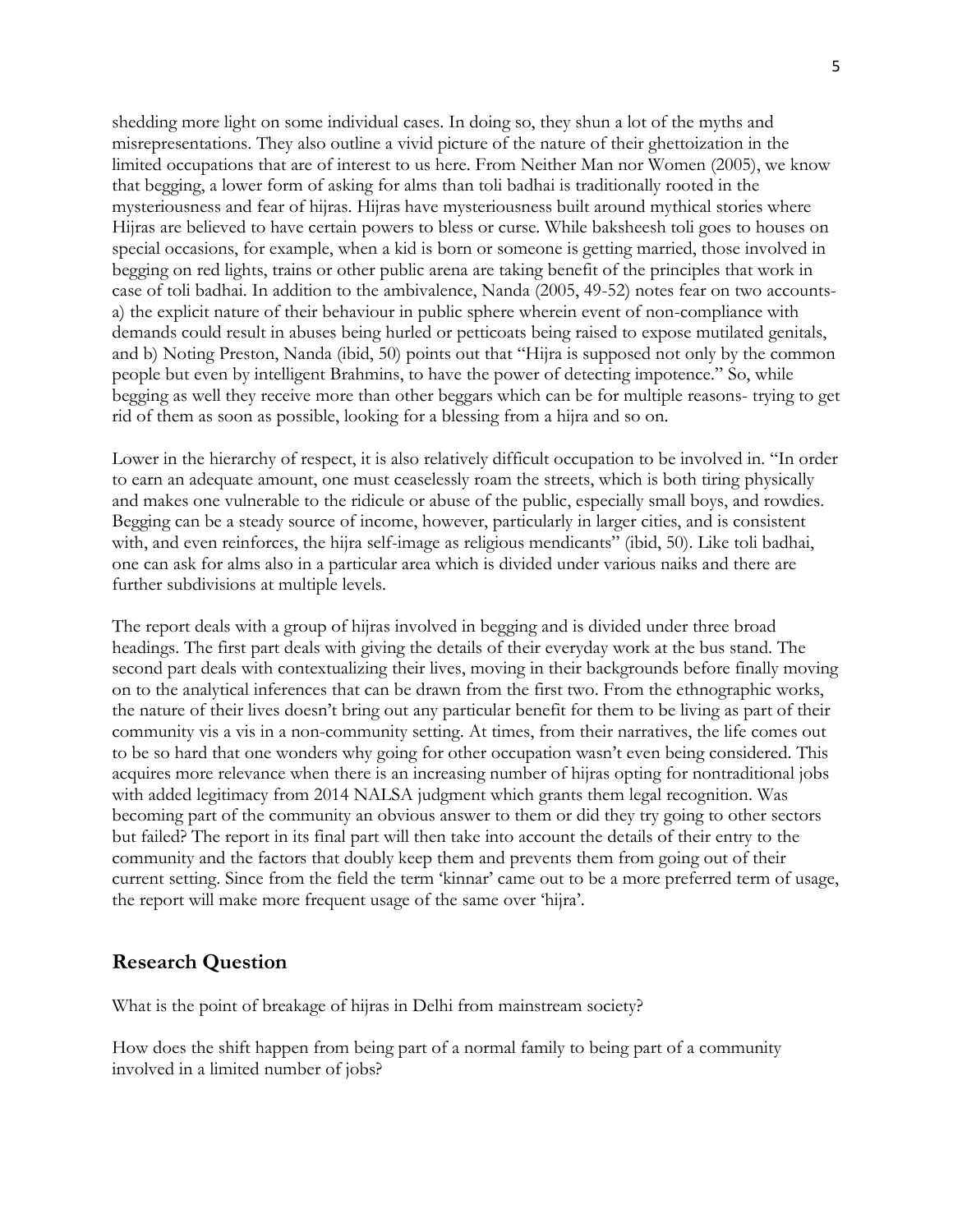shedding more light on some individual cases. In doing so, they shun a lot of the myths and misrepresentations. They also outline a vivid picture of the nature of their ghettoization in the limited occupations that are of interest to us here. From Neither Man nor Women (2005), we know that begging, a lower form of asking for alms than toli badhai is traditionally rooted in the mysteriousness and fear of hijras. Hijras have mysteriousness built around mythical stories where Hijras are believed to have certain powers to bless or curse. While baksheesh toli goes to houses on special occasions, for example, when a kid is born or someone is getting married, those involved in begging on red lights, trains or other public arena are taking benefit of the principles that work in case of toli badhai. In addition to the ambivalence, Nanda (2005, 49-52) notes fear on two accounts- a) the explicit nature of their behaviour in public sphere wherein event of non-compliance with demands could result in abuses being hurled or petticoats being raised to expose mutilated genitals, and b) Noting Preston, Nanda (ibid, 50) points out that "Hijra is supposed not only by the common people but even by intelligent Brahmins, to have the power of detecting impotence." So, while begging as well they receive more than other beggars which can be for multiple reasons- trying to get rid of them as soon as possible, looking for a blessing from a hijra and so on.

Lower in the hierarchy of respect, it is also relatively difficult occupation to be involved in. "In order to earn an adequate amount, one must ceaselessly roam the streets, which is both tiring physically and makes one vulnerable to the ridicule or abuse of the public, especially small boys, and rowdies. Begging can be a steady source of income, however, particularly in larger cities, and is consistent with, and even reinforces, the hijra self-image as religious mendicants" (ibid, 50). Like toli badhai, one can ask for alms also in a particular area which is divided under various naiks and there are further subdivisions at multiple levels.

The report deals with a group of hijras involved in begging and is divided under three broad headings. The first part deals with giving the details of their everyday work at the bus stand. The second part deals with contextualizing their lives, moving in their backgrounds before finally moving on to the analytical inferences that can be drawn from the first two. From the ethnographic works, the nature of their lives doesn't bring out any particular benefit for them to be living as part of their community vis a vis in a non-community setting. At times, from their narratives, the life comes out to be so hard that one wonders why going for other occupation wasn't even being considered. This acquires more relevance when there is an increasing number of hijras opting for nontraditional jobs with added legitimacy from 2014 NALSA judgment which grants them legal recognition. Was becoming part of the community an obvious answer to them or did they try going to other sectors but failed? The report in its final part will then take into account the details of their entry to the community and the factors that doubly keep them and prevents them from going out of their current setting. Since from the field the term 'kinnar' came out to be a more preferred term of usage, the report will make more frequent usage of the same over 'hijra'.

## Research Question

What is the point of breakage of hijras in Delhi from mainstream society?

How does the shift happen from being part of a normal family to being part of a community involved in a limited number of jobs?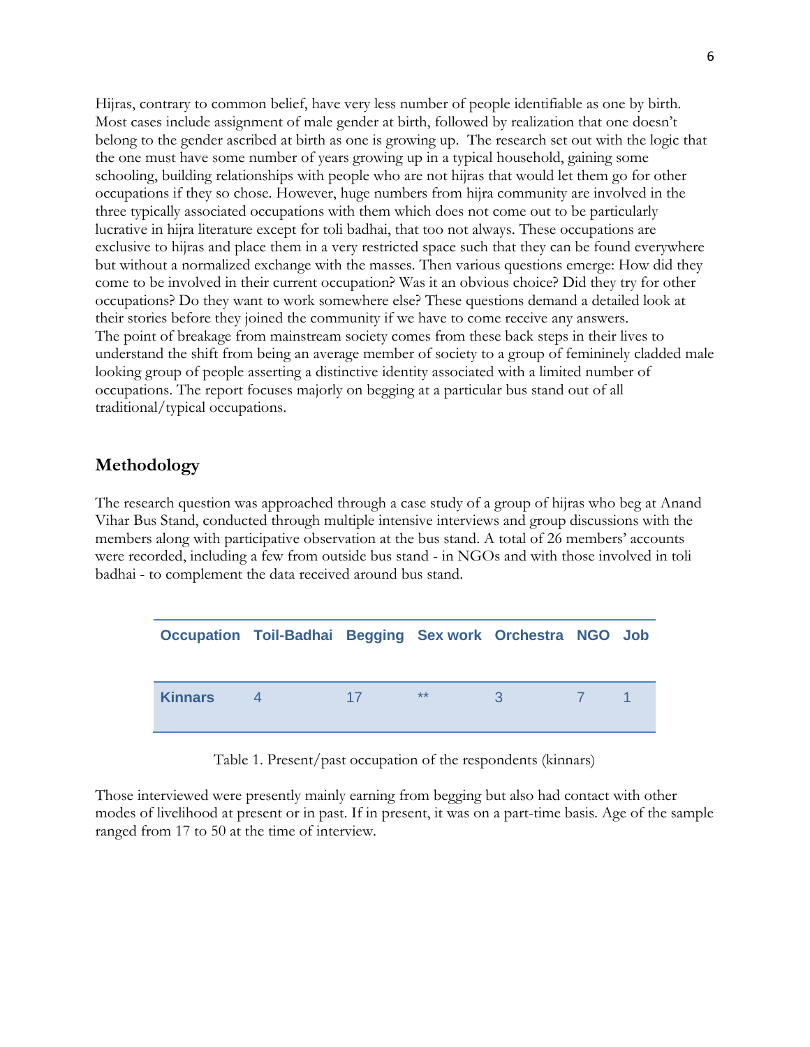Hijras, contrary to common belief, have very less number of people identifiable as one by birth. Most cases include assignment of male gender at birth, followed by realization that one doesn't belong to the gender ascribed at birth as one is growing up. The research set out with the logic that the one must have some number of years growing up in a typical household, gaining some schooling, building relationships with people who are not hijras that would let them go for other occupations if they so chose. However, huge numbers from hijra community are involved in the three typically associated occupations with them which does not come out to be particularly lucrative in hijra literature except for toli badhai, that too not always. These occupations are exclusive to hijras and place them in a very restricted space such that they can be found everywhere but without a normalized exchange with the masses. Then various questions emerge: How did they come to be involved in their current occupation? Was it an obvious choice? Did they try for other occupations? Do they want to work somewhere else? These questions demand a detailed look at their stories before they joined the community if we have to come receive any answers.
The point of breakage from mainstream society comes from these back steps in their lives to understand the shift from being an average member of society to a group of femininely cladded male looking group of people asserting a distinctive identity associated with a limited number of occupations. The report focuses majorly on begging at a particular bus stand out of all traditional/typical occupations.

## Methodology

The research question was approached through a case study of a group of hijras who beg at Anand Vihar Bus Stand, conducted through multiple intensive interviews and group discussions with the members along with participative observation at the bus stand. A total of 26 members' accounts were recorded, including a few from outside bus stand - in NGOs and with those involved in toli badhai - to complement the data received around bus stand.

| Occupation | Toil-Badhai | Begging | Sex work | Orchestra | NGO | Job |
|---|---|---|---|---|---|---|
| Kinnars | 4 | 17 | ** | 3 | 7 | 1 |

Table 1. Present/past occupation of the respondents (kinnars)

Those interviewed were presently mainly earning from begging but also had contact with other modes of livelihood at present or in past. If in present, it was on a part-time basis. Age of the sample ranged from 17 to 50 at the time of interview.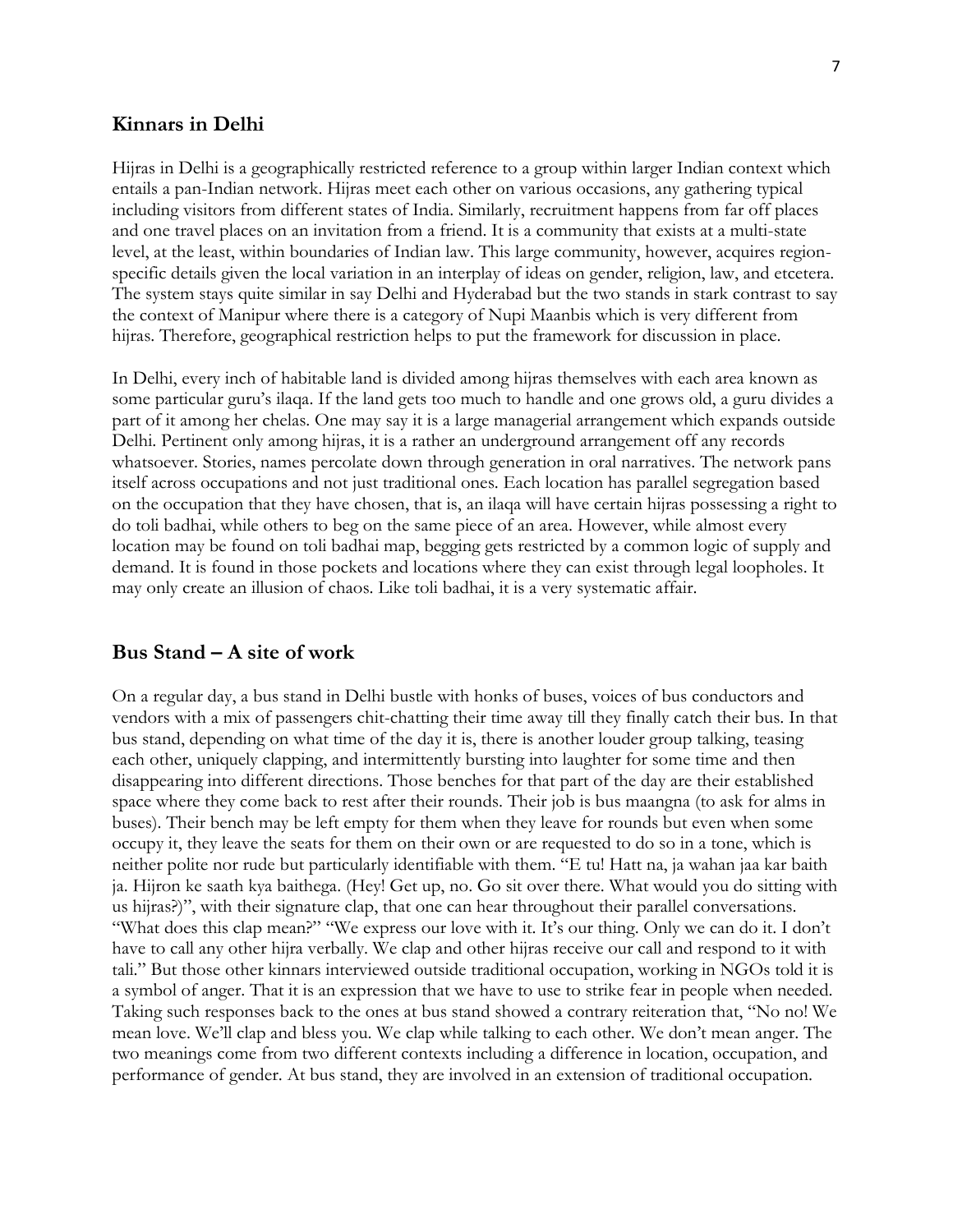## Kinnars in Delhi

Hijras in Delhi is a geographically restricted reference to a group within larger Indian context which entails a pan-Indian network. Hijras meet each other on various occasions, any gathering typical including visitors from different states of India. Similarly, recruitment happens from far off places and one travel places on an invitation from a friend. It is a community that exists at a multi-state level, at the least, within boundaries of Indian law. This large community, however, acquires region-specific details given the local variation in an interplay of ideas on gender, religion, law, and etcetera. The system stays quite similar in say Delhi and Hyderabad but the two stands in stark contrast to say the context of Manipur where there is a category of Nupi Maanbis which is very different from hijras. Therefore, geographical restriction helps to put the framework for discussion in place.

In Delhi, every inch of habitable land is divided among hijras themselves with each area known as some particular guru's ilaqa. If the land gets too much to handle and one grows old, a guru divides a part of it among her chelas. One may say it is a large managerial arrangement which expands outside Delhi. Pertinent only among hijras, it is a rather an underground arrangement off any records whatsoever. Stories, names percolate down through generation in oral narratives. The network pans itself across occupations and not just traditional ones. Each location has parallel segregation based on the occupation that they have chosen, that is, an ilaqa will have certain hijras possessing a right to do toli badhai, while others to beg on the same piece of an area. However, while almost every location may be found on toli badhai map, begging gets restricted by a common logic of supply and demand. It is found in those pockets and locations where they can exist through legal loopholes. It may only create an illusion of chaos. Like toli badhai, it is a very systematic affair.

## Bus Stand – A site of work

On a regular day, a bus stand in Delhi bustle with honks of buses, voices of bus conductors and vendors with a mix of passengers chit-chatting their time away till they finally catch their bus. In that bus stand, depending on what time of the day it is, there is another louder group talking, teasing each other, uniquely clapping, and intermittently bursting into laughter for some time and then disappearing into different directions. Those benches for that part of the day are their established space where they come back to rest after their rounds. Their job is bus maangna (to ask for alms in buses). Their bench may be left empty for them when they leave for rounds but even when some occupy it, they leave the seats for them on their own or are requested to do so in a tone, which is neither polite nor rude but particularly identifiable with them. "E tu! Hatt na, ja wahan jaa kar baith ja. Hijron ke saath kya baithega. (Hey! Get up, no. Go sit over there. What would you do sitting with us hijras?)", with their signature clap, that one can hear throughout their parallel conversations. "What does this clap mean?" "We express our love with it. It's our thing. Only we can do it. I don't have to call any other hijra verbally. We clap and other hijras receive our call and respond to it with tali." But those other kinnars interviewed outside traditional occupation, working in NGOs told it is a symbol of anger. That it is an expression that we have to use to strike fear in people when needed. Taking such responses back to the ones at bus stand showed a contrary reiteration that, "No no! We mean love. We'll clap and bless you. We clap while talking to each other. We don't mean anger. The two meanings come from two different contexts including a difference in location, occupation, and performance of gender. At bus stand, they are involved in an extension of traditional occupation.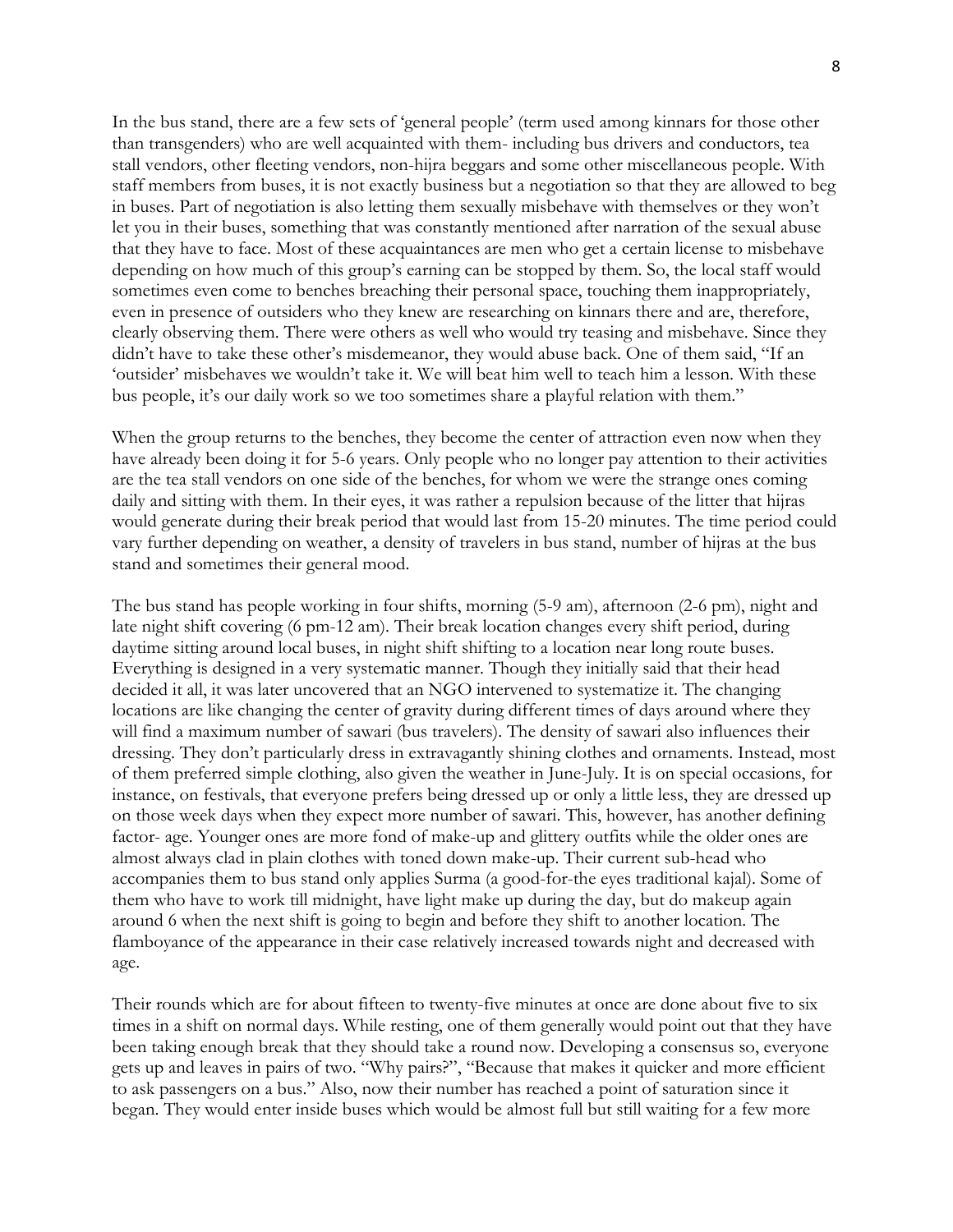In the bus stand, there are a few sets of 'general people' (term used among kinnars for those other than transgenders) who are well acquainted with them- including bus drivers and conductors, tea stall vendors, other fleeting vendors, non-hijra beggars and some other miscellaneous people. With staff members from buses, it is not exactly business but a negotiation so that they are allowed to beg in buses. Part of negotiation is also letting them sexually misbehave with themselves or they won't let you in their buses, something that was constantly mentioned after narration of the sexual abuse that they have to face. Most of these acquaintances are men who get a certain license to misbehave depending on how much of this group's earning can be stopped by them. So, the local staff would sometimes even come to benches breaching their personal space, touching them inappropriately, even in presence of outsiders who they knew are researching on kinnars there and are, therefore, clearly observing them. There were others as well who would try teasing and misbehave. Since they didn't have to take these other's misdemeanor, they would abuse back. One of them said, "If an 'outsider' misbehaves we wouldn't take it. We will beat him well to teach him a lesson. With these bus people, it's our daily work so we too sometimes share a playful relation with them."

When the group returns to the benches, they become the center of attraction even now when they have already been doing it for 5-6 years. Only people who no longer pay attention to their activities are the tea stall vendors on one side of the benches, for whom we were the strange ones coming daily and sitting with them. In their eyes, it was rather a repulsion because of the litter that hijras would generate during their break period that would last from 15-20 minutes. The time period could vary further depending on weather, a density of travelers in bus stand, number of hijras at the bus stand and sometimes their general mood.

The bus stand has people working in four shifts, morning (5-9 am), afternoon (2-6 pm), night and late night shift covering (6 pm-12 am). Their break location changes every shift period, during daytime sitting around local buses, in night shift shifting to a location near long route buses. Everything is designed in a very systematic manner. Though they initially said that their head decided it all, it was later uncovered that an NGO intervened to systematize it. The changing locations are like changing the center of gravity during different times of days around where they will find a maximum number of sawari (bus travelers). The density of sawari also influences their dressing. They don't particularly dress in extravagantly shining clothes and ornaments. Instead, most of them preferred simple clothing, also given the weather in June-July. It is on special occasions, for instance, on festivals, that everyone prefers being dressed up or only a little less, they are dressed up on those week days when they expect more number of sawari. This, however, has another defining factor- age. Younger ones are more fond of make-up and glittery outfits while the older ones are almost always clad in plain clothes with toned down make-up. Their current sub-head who accompanies them to bus stand only applies Surma (a good-for-the eyes traditional kajal). Some of them who have to work till midnight, have light make up during the day, but do makeup again around 6 when the next shift is going to begin and before they shift to another location. The flamboyance of the appearance in their case relatively increased towards night and decreased with age.

Their rounds which are for about fifteen to twenty-five minutes at once are done about five to six times in a shift on normal days. While resting, one of them generally would point out that they have been taking enough break that they should take a round now. Developing a consensus so, everyone gets up and leaves in pairs of two. "Why pairs?", "Because that makes it quicker and more efficient to ask passengers on a bus." Also, now their number has reached a point of saturation since it began. They would enter inside buses which would be almost full but still waiting for a few more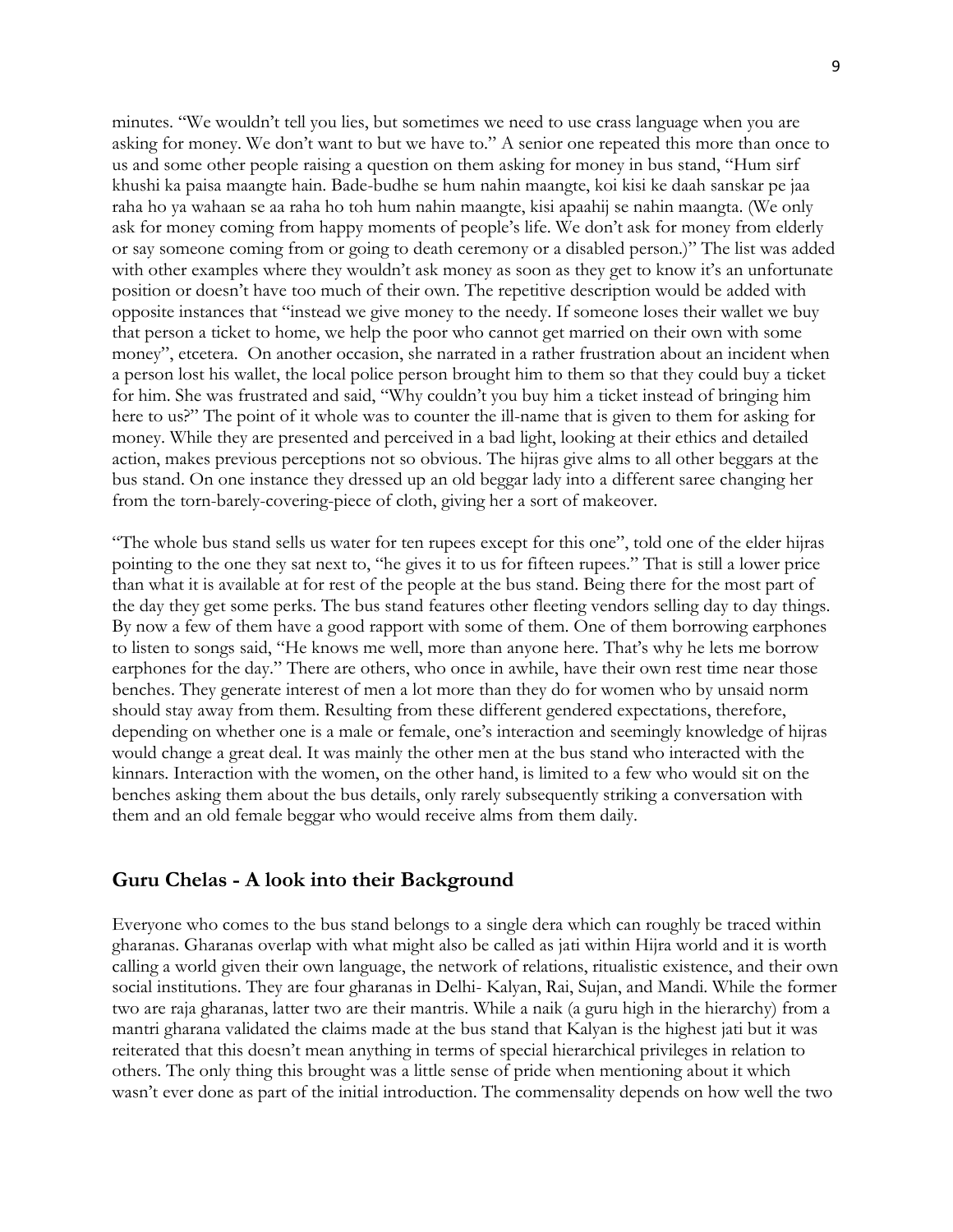minutes. "We wouldn't tell you lies, but sometimes we need to use crass language when you are asking for money. We don't want to but we have to." A senior one repeated this more than once to us and some other people raising a question on them asking for money in bus stand, "Hum sirf khushi ka paisa maangte hain. Bade-budhe se hum nahin maangte, koi kisi ke daah sanskar pe jaa raha ho ya wahaan se aa raha ho toh hum nahin maangte, kisi apaahij se nahin maangta. (We only ask for money coming from happy moments of people's life. We don't ask for money from elderly or say someone coming from or going to death ceremony or a disabled person.)" The list was added with other examples where they wouldn't ask money as soon as they get to know it's an unfortunate position or doesn't have too much of their own. The repetitive description would be added with opposite instances that "instead we give money to the needy. If someone loses their wallet we buy that person a ticket to home, we help the poor who cannot get married on their own with some money", etcetera. On another occasion, she narrated in a rather frustration about an incident when a person lost his wallet, the local police person brought him to them so that they could buy a ticket for him. She was frustrated and said, "Why couldn't you buy him a ticket instead of bringing him here to us?" The point of it whole was to counter the ill-name that is given to them for asking for money. While they are presented and perceived in a bad light, looking at their ethics and detailed action, makes previous perceptions not so obvious. The hijras give alms to all other beggars at the bus stand. On one instance they dressed up an old beggar lady into a different saree changing her from the torn-barely-covering-piece of cloth, giving her a sort of makeover.

"The whole bus stand sells us water for ten rupees except for this one", told one of the elder hijras pointing to the one they sat next to, "he gives it to us for fifteen rupees." That is still a lower price than what it is available at for rest of the people at the bus stand. Being there for the most part of the day they get some perks. The bus stand features other fleeting vendors selling day to day things. By now a few of them have a good rapport with some of them. One of them borrowing earphones to listen to songs said, "He knows me well, more than anyone here. That's why he lets me borrow earphones for the day." There are others, who once in awhile, have their own rest time near those benches. They generate interest of men a lot more than they do for women who by unsaid norm should stay away from them. Resulting from these different gendered expectations, therefore, depending on whether one is a male or female, one's interaction and seemingly knowledge of hijras would change a great deal. It was mainly the other men at the bus stand who interacted with the kinnars. Interaction with the women, on the other hand, is limited to a few who would sit on the benches asking them about the bus details, only rarely subsequently striking a conversation with them and an old female beggar who would receive alms from them daily.

## Guru Chelas - A look into their Background

Everyone who comes to the bus stand belongs to a single dera which can roughly be traced within gharanas. Gharanas overlap with what might also be called as jati within Hijra world and it is worth calling a world given their own language, the network of relations, ritualistic existence, and their own social institutions. They are four gharanas in Delhi- Kalyan, Rai, Sujan, and Mandi. While the former two are raja gharanas, latter two are their mantris. While a naik (a guru high in the hierarchy) from a mantri gharana validated the claims made at the bus stand that Kalyan is the highest jati but it was reiterated that this doesn't mean anything in terms of special hierarchical privileges in relation to others. The only thing this brought was a little sense of pride when mentioning about it which wasn't ever done as part of the initial introduction. The commensality depends on how well the two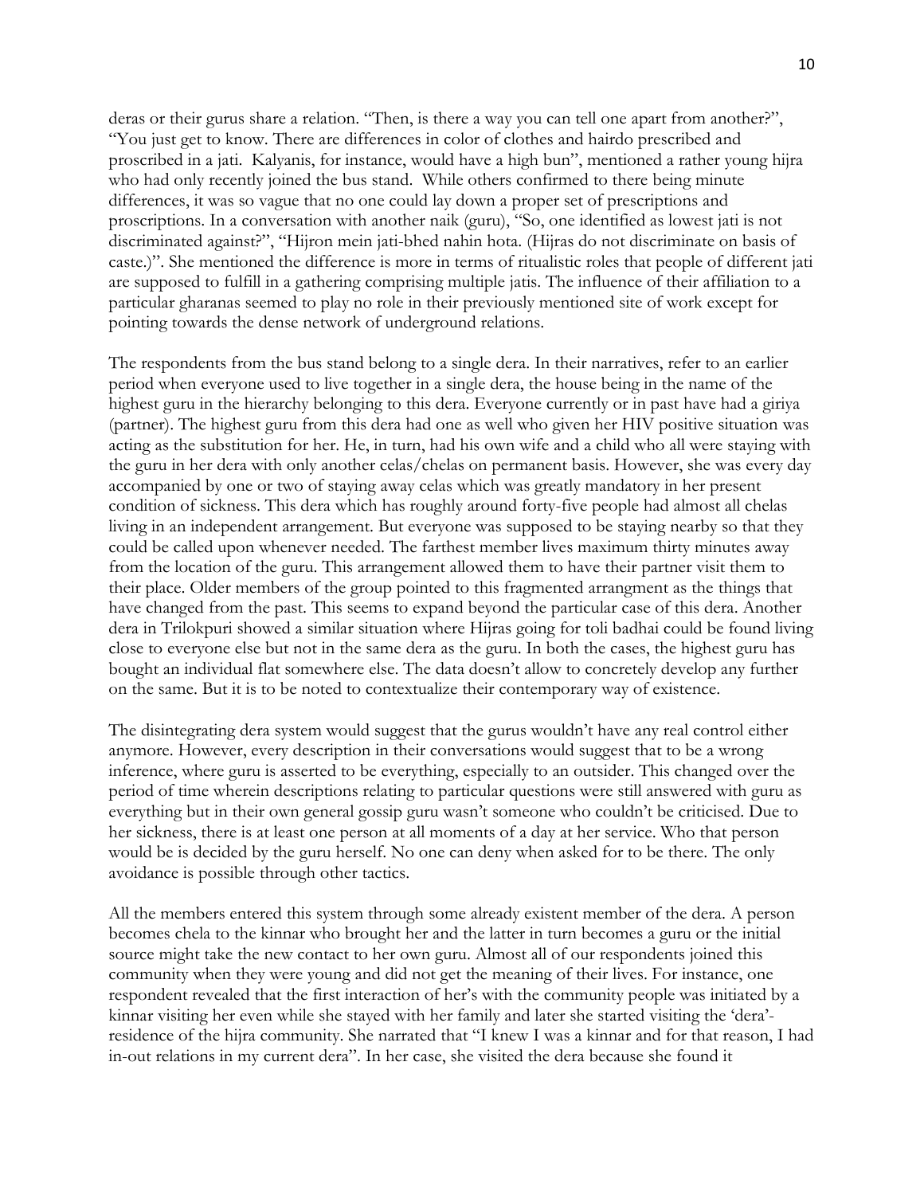deras or their gurus share a relation. "Then, is there a way you can tell one apart from another?", "You just get to know. There are differences in color of clothes and hairdo prescribed and proscribed in a jati. Kalyanis, for instance, would have a high bun", mentioned a rather young hijra who had only recently joined the bus stand. While others confirmed to there being minute differences, it was so vague that no one could lay down a proper set of prescriptions and proscriptions. In a conversation with another naik (guru), "So, one identified as lowest jati is not discriminated against?", "Hijron mein jati-bhed nahin hota. (Hijras do not discriminate on basis of caste.)". She mentioned the difference is more in terms of ritualistic roles that people of different jati are supposed to fulfill in a gathering comprising multiple jatis. The influence of their affiliation to a particular gharanas seemed to play no role in their previously mentioned site of work except for pointing towards the dense network of underground relations.

The respondents from the bus stand belong to a single dera. In their narratives, refer to an earlier period when everyone used to live together in a single dera, the house being in the name of the highest guru in the hierarchy belonging to this dera. Everyone currently or in past have had a giriya (partner). The highest guru from this dera had one as well who given her HIV positive situation was acting as the substitution for her. He, in turn, had his own wife and a child who all were staying with the guru in her dera with only another celas/chelas on permanent basis. However, she was every day accompanied by one or two of staying away celas which was greatly mandatory in her present condition of sickness. This dera which has roughly around forty-five people had almost all chelas living in an independent arrangement. But everyone was supposed to be staying nearby so that they could be called upon whenever needed. The farthest member lives maximum thirty minutes away from the location of the guru. This arrangement allowed them to have their partner visit them to their place. Older members of the group pointed to this fragmented arrangment as the things that have changed from the past. This seems to expand beyond the particular case of this dera. Another dera in Trilokpuri showed a similar situation where Hijras going for toli badhai could be found living close to everyone else but not in the same dera as the guru. In both the cases, the highest guru has bought an individual flat somewhere else. The data doesn't allow to concretely develop any further on the same. But it is to be noted to contextualize their contemporary way of existence.

The disintegrating dera system would suggest that the gurus wouldn't have any real control either anymore. However, every description in their conversations would suggest that to be a wrong inference, where guru is asserted to be everything, especially to an outsider. This changed over the period of time wherein descriptions relating to particular questions were still answered with guru as everything but in their own general gossip guru wasn't someone who couldn't be criticised. Due to her sickness, there is at least one person at all moments of a day at her service. Who that person would be is decided by the guru herself. No one can deny when asked for to be there. The only avoidance is possible through other tactics.

All the members entered this system through some already existent member of the dera. A person becomes chela to the kinnar who brought her and the latter in turn becomes a guru or the initial source might take the new contact to her own guru. Almost all of our respondents joined this community when they were young and did not get the meaning of their lives. For instance, one respondent revealed that the first interaction of her's with the community people was initiated by a kinnar visiting her even while she stayed with her family and later she started visiting the 'dera'-residence of the hijra community. She narrated that "I knew I was a kinnar and for that reason, I had in-out relations in my current dera". In her case, she visited the dera because she found it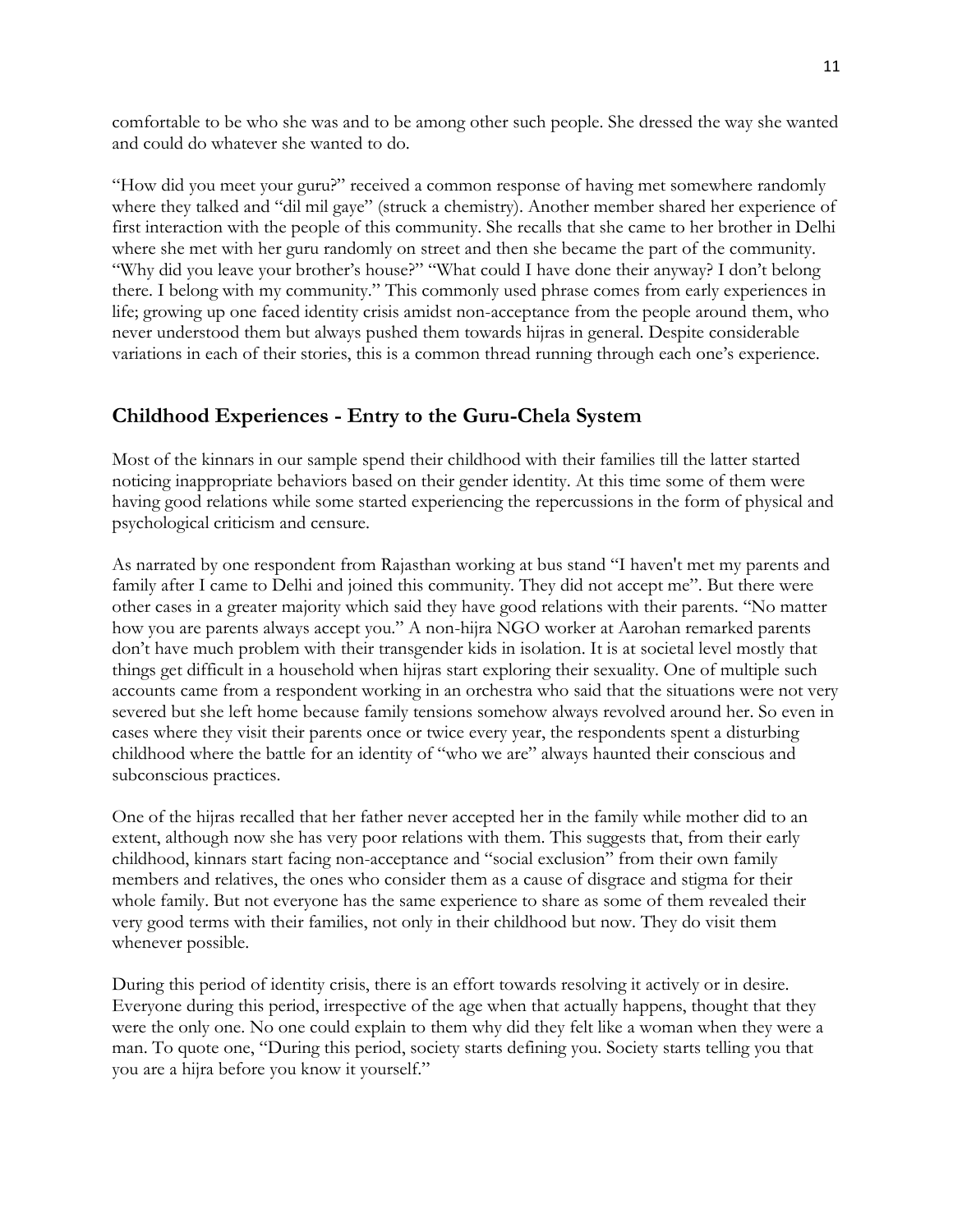comfortable to be who she was and to be among other such people. She dressed the way she wanted and could do whatever she wanted to do.

"How did you meet your guru?" received a common response of having met somewhere randomly where they talked and "dil mil gaye" (struck a chemistry). Another member shared her experience of first interaction with the people of this community. She recalls that she came to her brother in Delhi where she met with her guru randomly on street and then she became the part of the community. "Why did you leave your brother's house?" "What could I have done their anyway? I don't belong there. I belong with my community." This commonly used phrase comes from early experiences in life; growing up one faced identity crisis amidst non-acceptance from the people around them, who never understood them but always pushed them towards hijras in general. Despite considerable variations in each of their stories, this is a common thread running through each one's experience.

## Childhood Experiences - Entry to the Guru-Chela System

Most of the kinnars in our sample spend their childhood with their families till the latter started noticing inappropriate behaviors based on their gender identity. At this time some of them were having good relations while some started experiencing the repercussions in the form of physical and psychological criticism and censure.

As narrated by one respondent from Rajasthan working at bus stand "I haven't met my parents and family after I came to Delhi and joined this community. They did not accept me". But there were other cases in a greater majority which said they have good relations with their parents. "No matter how you are parents always accept you." A non-hijra NGO worker at Aarohan remarked parents don't have much problem with their transgender kids in isolation. It is at societal level mostly that things get difficult in a household when hijras start exploring their sexuality. One of multiple such accounts came from a respondent working in an orchestra who said that the situations were not very severed but she left home because family tensions somehow always revolved around her. So even in cases where they visit their parents once or twice every year, the respondents spent a disturbing childhood where the battle for an identity of "who we are" always haunted their conscious and subconscious practices.

One of the hijras recalled that her father never accepted her in the family while mother did to an extent, although now she has very poor relations with them. This suggests that, from their early childhood, kinnars start facing non-acceptance and "social exclusion" from their own family members and relatives, the ones who consider them as a cause of disgrace and stigma for their whole family. But not everyone has the same experience to share as some of them revealed their very good terms with their families, not only in their childhood but now. They do visit them whenever possible.

During this period of identity crisis, there is an effort towards resolving it actively or in desire. Everyone during this period, irrespective of the age when that actually happens, thought that they were the only one. No one could explain to them why did they felt like a woman when they were a man. To quote one, "During this period, society starts defining you. Society starts telling you that you are a hijra before you know it yourself."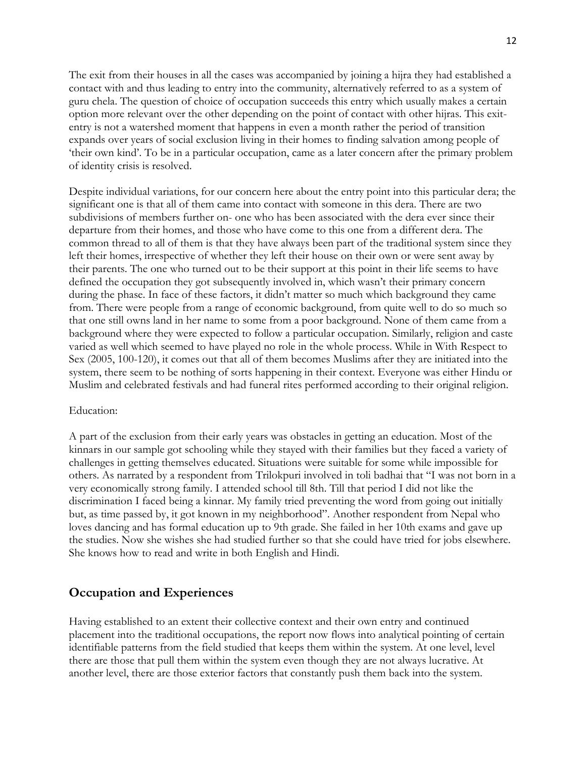The exit from their houses in all the cases was accompanied by joining a hijra they had established a contact with and thus leading to entry into the community, alternatively referred to as a system of guru chela. The question of choice of occupation succeeds this entry which usually makes a certain option more relevant over the other depending on the point of contact with other hijras. This exit-entry is not a watershed moment that happens in even a month rather the period of transition expands over years of social exclusion living in their homes to finding salvation among people of 'their own kind'. To be in a particular occupation, came as a later concern after the primary problem of identity crisis is resolved.

Despite individual variations, for our concern here about the entry point into this particular dera; the significant one is that all of them came into contact with someone in this dera. There are two subdivisions of members further on- one who has been associated with the dera ever since their departure from their homes, and those who have come to this one from a different dera. The common thread to all of them is that they have always been part of the traditional system since they left their homes, irrespective of whether they left their house on their own or were sent away by their parents. The one who turned out to be their support at this point in their life seems to have defined the occupation they got subsequently involved in, which wasn't their primary concern during the phase. In face of these factors, it didn't matter so much which background they came from. There were people from a range of economic background, from quite well to do so much so that one still owns land in her name to some from a poor background. None of them came from a background where they were expected to follow a particular occupation. Similarly, religion and caste varied as well which seemed to have played no role in the whole process. While in With Respect to Sex (2005, 100-120), it comes out that all of them becomes Muslims after they are initiated into the system, there seem to be nothing of sorts happening in their context. Everyone was either Hindu or Muslim and celebrated festivals and had funeral rites performed according to their original religion.

Education:

A part of the exclusion from their early years was obstacles in getting an education. Most of the kinnars in our sample got schooling while they stayed with their families but they faced a variety of challenges in getting themselves educated. Situations were suitable for some while impossible for others. As narrated by a respondent from Trilokpuri involved in toli badhai that "I was not born in a very economically strong family. I attended school till 8th. Till that period I did not like the discrimination I faced being a kinnar. My family tried preventing the word from going out initially but, as time passed by, it got known in my neighborhood". Another respondent from Nepal who loves dancing and has formal education up to 9th grade. She failed in her 10th exams and gave up the studies. Now she wishes she had studied further so that she could have tried for jobs elsewhere. She knows how to read and write in both English and Hindi.

## Occupation and Experiences

Having established to an extent their collective context and their own entry and continued placement into the traditional occupations, the report now flows into analytical pointing of certain identifiable patterns from the field studied that keeps them within the system. At one level, level there are those that pull them within the system even though they are not always lucrative. At another level, there are those exterior factors that constantly push them back into the system.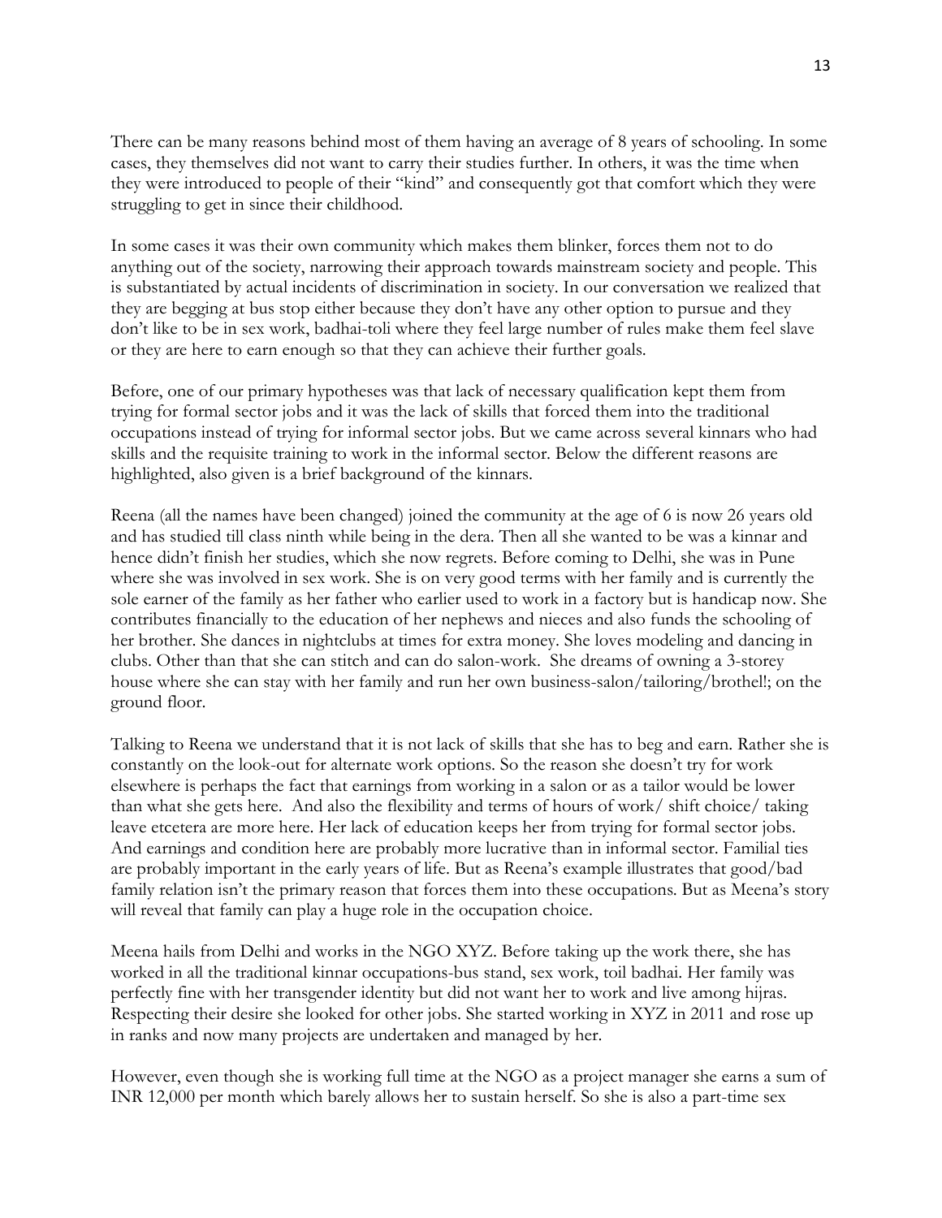There can be many reasons behind most of them having an average of 8 years of schooling. In some cases, they themselves did not want to carry their studies further. In others, it was the time when they were introduced to people of their "kind" and consequently got that comfort which they were struggling to get in since their childhood.

In some cases it was their own community which makes them blinker, forces them not to do anything out of the society, narrowing their approach towards mainstream society and people. This is substantiated by actual incidents of discrimination in society. In our conversation we realized that they are begging at bus stop either because they don't have any other option to pursue and they don't like to be in sex work, badhai-toli where they feel large number of rules make them feel slave or they are here to earn enough so that they can achieve their further goals.

Before, one of our primary hypotheses was that lack of necessary qualification kept them from trying for formal sector jobs and it was the lack of skills that forced them into the traditional occupations instead of trying for informal sector jobs. But we came across several kinnars who had skills and the requisite training to work in the informal sector. Below the different reasons are highlighted, also given is a brief background of the kinnars.

Reena (all the names have been changed) joined the community at the age of 6 is now 26 years old and has studied till class ninth while being in the dera. Then all she wanted to be was a kinnar and hence didn't finish her studies, which she now regrets. Before coming to Delhi, she was in Pune where she was involved in sex work. She is on very good terms with her family and is currently the sole earner of the family as her father who earlier used to work in a factory but is handicap now. She contributes financially to the education of her nephews and nieces and also funds the schooling of her brother. She dances in nightclubs at times for extra money. She loves modeling and dancing in clubs. Other than that she can stitch and can do salon-work. She dreams of owning a 3-storey house where she can stay with her family and run her own business-salon/tailoring/brothel!; on the ground floor.

Talking to Reena we understand that it is not lack of skills that she has to beg and earn. Rather she is constantly on the look-out for alternate work options. So the reason she doesn't try for work elsewhere is perhaps the fact that earnings from working in a salon or as a tailor would be lower than what she gets here. And also the flexibility and terms of hours of work/ shift choice/ taking leave etcetera are more here. Her lack of education keeps her from trying for formal sector jobs. And earnings and condition here are probably more lucrative than in informal sector. Familial ties are probably important in the early years of life. But as Reena's example illustrates that good/bad family relation isn't the primary reason that forces them into these occupations. But as Meena's story will reveal that family can play a huge role in the occupation choice.

Meena hails from Delhi and works in the NGO XYZ. Before taking up the work there, she has worked in all the traditional kinnar occupations-bus stand, sex work, toil badhai. Her family was perfectly fine with her transgender identity but did not want her to work and live among hijras. Respecting their desire she looked for other jobs. She started working in XYZ in 2011 and rose up in ranks and now many projects are undertaken and managed by her.

However, even though she is working full time at the NGO as a project manager she earns a sum of INR 12,000 per month which barely allows her to sustain herself. So she is also a part-time sex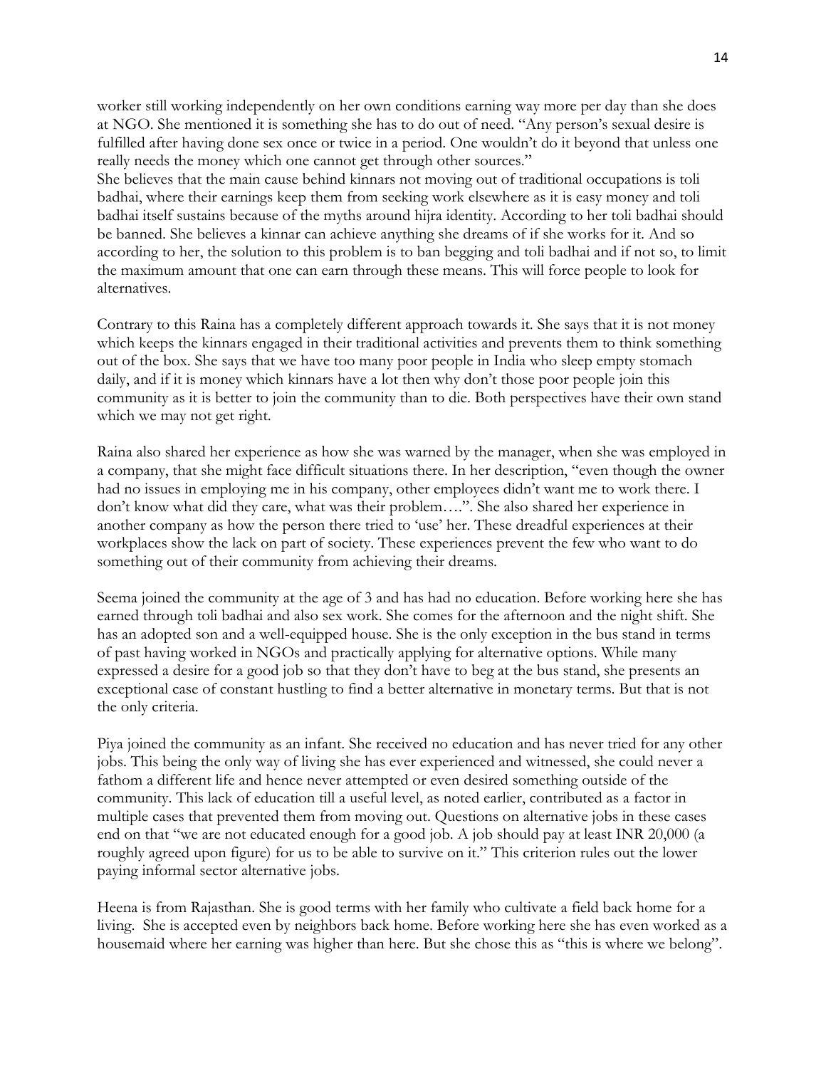worker still working independently on her own conditions earning way more per day than she does at NGO. She mentioned it is something she has to do out of need. "Any person's sexual desire is fulfilled after having done sex once or twice in a period. One wouldn't do it beyond that unless one really needs the money which one cannot get through other sources."
She believes that the main cause behind kinnars not moving out of traditional occupations is toli badhai, where their earnings keep them from seeking work elsewhere as it is easy money and toli badhai itself sustains because of the myths around hijra identity. According to her toli badhai should be banned. She believes a kinnar can achieve anything she dreams of if she works for it. And so according to her, the solution to this problem is to ban begging and toli badhai and if not so, to limit the maximum amount that one can earn through these means. This will force people to look for alternatives.

Contrary to this Raina has a completely different approach towards it. She says that it is not money which keeps the kinnars engaged in their traditional activities and prevents them to think something out of the box. She says that we have too many poor people in India who sleep empty stomach daily, and if it is money which kinnars have a lot then why don't those poor people join this community as it is better to join the community than to die. Both perspectives have their own stand which we may not get right.

Raina also shared her experience as how she was warned by the manager, when she was employed in a company, that she might face difficult situations there. In her description, "even though the owner had no issues in employing me in his company, other employees didn't want me to work there. I don't know what did they care, what was their problem….". She also shared her experience in another company as how the person there tried to 'use' her. These dreadful experiences at their workplaces show the lack on part of society. These experiences prevent the few who want to do something out of their community from achieving their dreams.

Seema joined the community at the age of 3 and has had no education. Before working here she has earned through toli badhai and also sex work. She comes for the afternoon and the night shift. She has an adopted son and a well-equipped house. She is the only exception in the bus stand in terms of past having worked in NGOs and practically applying for alternative options. While many expressed a desire for a good job so that they don't have to beg at the bus stand, she presents an exceptional case of constant hustling to find a better alternative in monetary terms. But that is not the only criteria.

Piya joined the community as an infant. She received no education and has never tried for any other jobs. This being the only way of living she has ever experienced and witnessed, she could never a fathom a different life and hence never attempted or even desired something outside of the community. This lack of education till a useful level, as noted earlier, contributed as a factor in multiple cases that prevented them from moving out. Questions on alternative jobs in these cases end on that "we are not educated enough for a good job. A job should pay at least INR 20,000 (a roughly agreed upon figure) for us to be able to survive on it." This criterion rules out the lower paying informal sector alternative jobs.

Heena is from Rajasthan. She is good terms with her family who cultivate a field back home for a living. She is accepted even by neighbors back home. Before working here she has even worked as a housemaid where her earning was higher than here. But she chose this as "this is where we belong".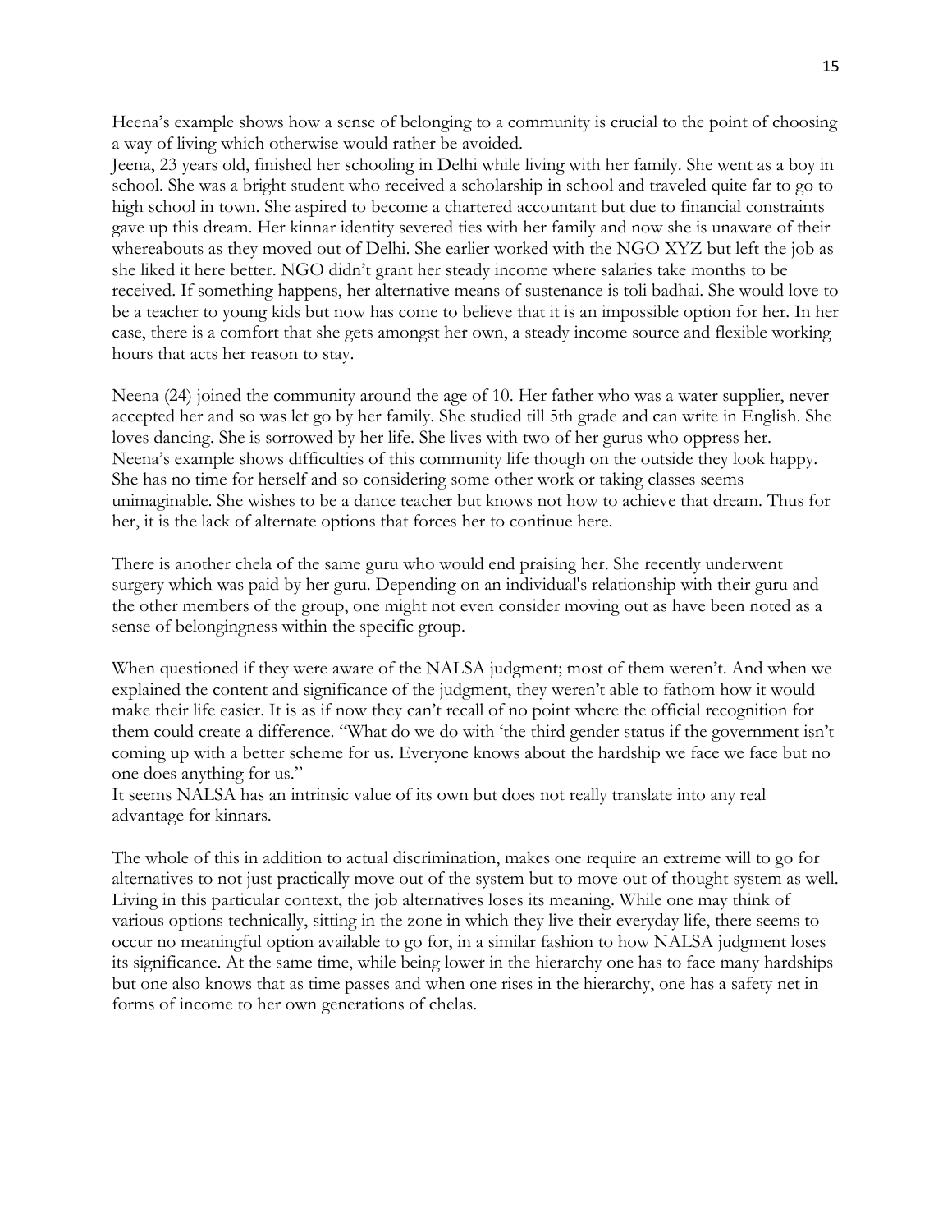Heena's example shows how a sense of belonging to a community is crucial to the point of choosing a way of living which otherwise would rather be avoided.
Jeena, 23 years old, finished her schooling in Delhi while living with her family. She went as a boy in school. She was a bright student who received a scholarship in school and traveled quite far to go to high school in town. She aspired to become a chartered accountant but due to financial constraints gave up this dream. Her kinnar identity severed ties with her family and now she is unaware of their whereabouts as they moved out of Delhi. She earlier worked with the NGO XYZ but left the job as she liked it here better. NGO didn't grant her steady income where salaries take months to be received. If something happens, her alternative means of sustenance is toli badhai. She would love to be a teacher to young kids but now has come to believe that it is an impossible option for her. In her case, there is a comfort that she gets amongst her own, a steady income source and flexible working hours that acts her reason to stay.

Neena (24) joined the community around the age of 10. Her father who was a water supplier, never accepted her and so was let go by her family. She studied till 5th grade and can write in English. She loves dancing. She is sorrowed by her life. She lives with two of her gurus who oppress her. Neena's example shows difficulties of this community life though on the outside they look happy. She has no time for herself and so considering some other work or taking classes seems unimaginable. She wishes to be a dance teacher but knows not how to achieve that dream. Thus for her, it is the lack of alternate options that forces her to continue here.

There is another chela of the same guru who would end praising her. She recently underwent surgery which was paid by her guru. Depending on an individual's relationship with their guru and the other members of the group, one might not even consider moving out as have been noted as a sense of belongingness within the specific group.

When questioned if they were aware of the NALSA judgment; most of them weren't. And when we explained the content and significance of the judgment, they weren't able to fathom how it would make their life easier. It is as if now they can't recall of no point where the official recognition for them could create a difference. "What do we do with 'the third gender status if the government isn't coming up with a better scheme for us. Everyone knows about the hardship we face we face but no one does anything for us."
It seems NALSA has an intrinsic value of its own but does not really translate into any real advantage for kinnars.

The whole of this in addition to actual discrimination, makes one require an extreme will to go for alternatives to not just practically move out of the system but to move out of thought system as well. Living in this particular context, the job alternatives loses its meaning. While one may think of various options technically, sitting in the zone in which they live their everyday life, there seems to occur no meaningful option available to go for, in a similar fashion to how NALSA judgment loses its significance. At the same time, while being lower in the hierarchy one has to face many hardships but one also knows that as time passes and when one rises in the hierarchy, one has a safety net in forms of income to her own generations of chelas.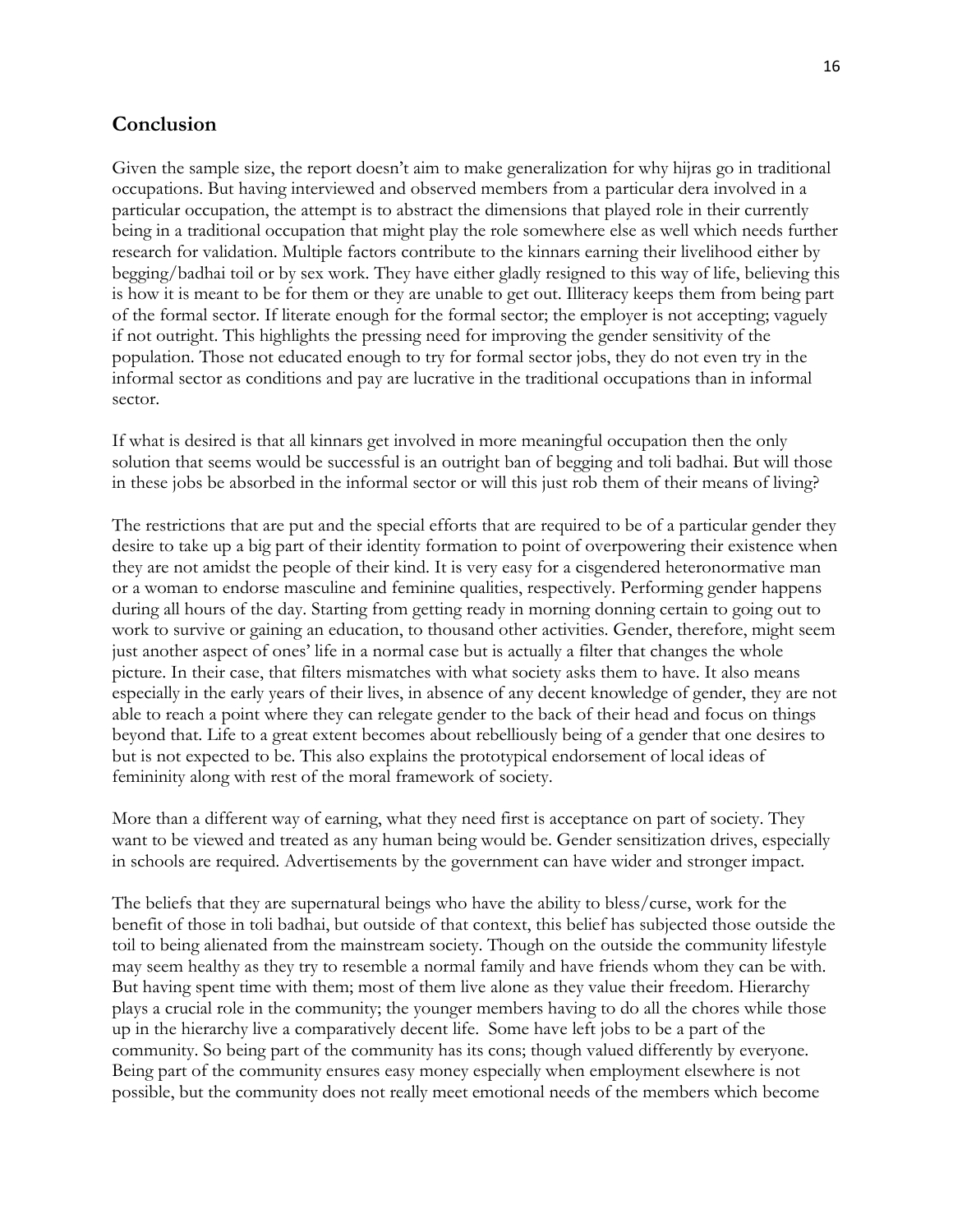## Conclusion

Given the sample size, the report doesn't aim to make generalization for why hijras go in traditional occupations. But having interviewed and observed members from a particular dera involved in a particular occupation, the attempt is to abstract the dimensions that played role in their currently being in a traditional occupation that might play the role somewhere else as well which needs further research for validation. Multiple factors contribute to the kinnars earning their livelihood either by begging/badhai toil or by sex work. They have either gladly resigned to this way of life, believing this is how it is meant to be for them or they are unable to get out. Illiteracy keeps them from being part of the formal sector. If literate enough for the formal sector; the employer is not accepting; vaguely if not outright. This highlights the pressing need for improving the gender sensitivity of the population. Those not educated enough to try for formal sector jobs, they do not even try in the informal sector as conditions and pay are lucrative in the traditional occupations than in informal sector.

If what is desired is that all kinnars get involved in more meaningful occupation then the only solution that seems would be successful is an outright ban of begging and toli badhai. But will those in these jobs be absorbed in the informal sector or will this just rob them of their means of living?

The restrictions that are put and the special efforts that are required to be of a particular gender they desire to take up a big part of their identity formation to point of overpowering their existence when they are not amidst the people of their kind. It is very easy for a cisgendered heteronormative man or a woman to endorse masculine and feminine qualities, respectively. Performing gender happens during all hours of the day. Starting from getting ready in morning donning certain to going out to work to survive or gaining an education, to thousand other activities. Gender, therefore, might seem just another aspect of ones' life in a normal case but is actually a filter that changes the whole picture. In their case, that filters mismatches with what society asks them to have. It also means especially in the early years of their lives, in absence of any decent knowledge of gender, they are not able to reach a point where they can relegate gender to the back of their head and focus on things beyond that. Life to a great extent becomes about rebelliously being of a gender that one desires to but is not expected to be. This also explains the prototypical endorsement of local ideas of femininity along with rest of the moral framework of society.

More than a different way of earning, what they need first is acceptance on part of society. They want to be viewed and treated as any human being would be. Gender sensitization drives, especially in schools are required. Advertisements by the government can have wider and stronger impact.

The beliefs that they are supernatural beings who have the ability to bless/curse, work for the benefit of those in toli badhai, but outside of that context, this belief has subjected those outside the toil to being alienated from the mainstream society. Though on the outside the community lifestyle may seem healthy as they try to resemble a normal family and have friends whom they can be with. But having spent time with them; most of them live alone as they value their freedom. Hierarchy plays a crucial role in the community; the younger members having to do all the chores while those up in the hierarchy live a comparatively decent life. Some have left jobs to be a part of the community. So being part of the community has its cons; though valued differently by everyone. Being part of the community ensures easy money especially when employment elsewhere is not possible, but the community does not really meet emotional needs of the members which become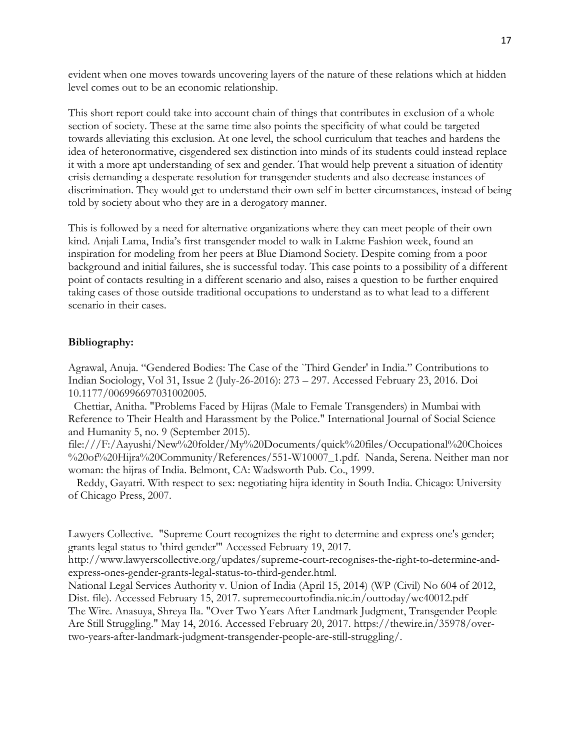evident when one moves towards uncovering layers of the nature of these relations which at hidden level comes out to be an economic relationship.

This short report could take into account chain of things that contributes in exclusion of a whole section of society. These at the same time also points the specificity of what could be targeted towards alleviating this exclusion. At one level, the school curriculum that teaches and hardens the idea of heteronormative, cisgendered sex distinction into minds of its students could instead replace it with a more apt understanding of sex and gender. That would help prevent a situation of identity crisis demanding a desperate resolution for transgender students and also decrease instances of discrimination. They would get to understand their own self in better circumstances, instead of being told by society about who they are in a derogatory manner.

This is followed by a need for alternative organizations where they can meet people of their own kind. Anjali Lama, India's first transgender model to walk in Lakme Fashion week, found an inspiration for modeling from her peers at Blue Diamond Society. Despite coming from a poor background and initial failures, she is successful today. This case points to a possibility of a different point of contacts resulting in a different scenario and also, raises a question to be further enquired taking cases of those outside traditional occupations to understand as to what lead to a different scenario in their cases.

**Bibliography:**

Agrawal, Anuja. "Gendered Bodies: The Case of the `Third Gender' in India." Contributions to Indian Sociology, Vol 31, Issue 2 (July-26-2016): 273 – 297. Accessed February 23, 2016. Doi 10.1177/006996697031002005.

Chettiar, Anitha. "Problems Faced by Hijras (Male to Female Transgenders) in Mumbai with Reference to Their Health and Harassment by the Police." International Journal of Social Science and Humanity 5, no. 9 (September 2015). file:///F:/Aayushi/New%20folder/My%20Documents/quick%20files/Occupational%20Choices%20of%20Hijra%20Community/References/551-W10007_1.pdf. Nanda, Serena. Neither man nor woman: the hijras of India. Belmont, CA: Wadsworth Pub. Co., 1999.

Reddy, Gayatri. With respect to sex: negotiating hijra identity in South India. Chicago: University of Chicago Press, 2007.

Lawyers Collective. "Supreme Court recognizes the right to determine and express one's gender; grants legal status to 'third gender'" Accessed February 19, 2017. http://www.lawyerscollective.org/updates/supreme-court-recognises-the-right-to-determine-and-express-ones-gender-grants-legal-status-to-third-gender.html.

National Legal Services Authority v. Union of India (April 15, 2014) (WP (Civil) No 604 of 2012, Dist. file). Accessed February 15, 2017. supremecourtofindia.nic.in/outtoday/wc40012.pdf

The Wire. Anasuya, Shreya Ila. "Over Two Years After Landmark Judgment, Transgender People Are Still Struggling." May 14, 2016. Accessed February 20, 2017. https://thewire.in/35978/over-two-years-after-landmark-judgment-transgender-people-are-still-struggling/.